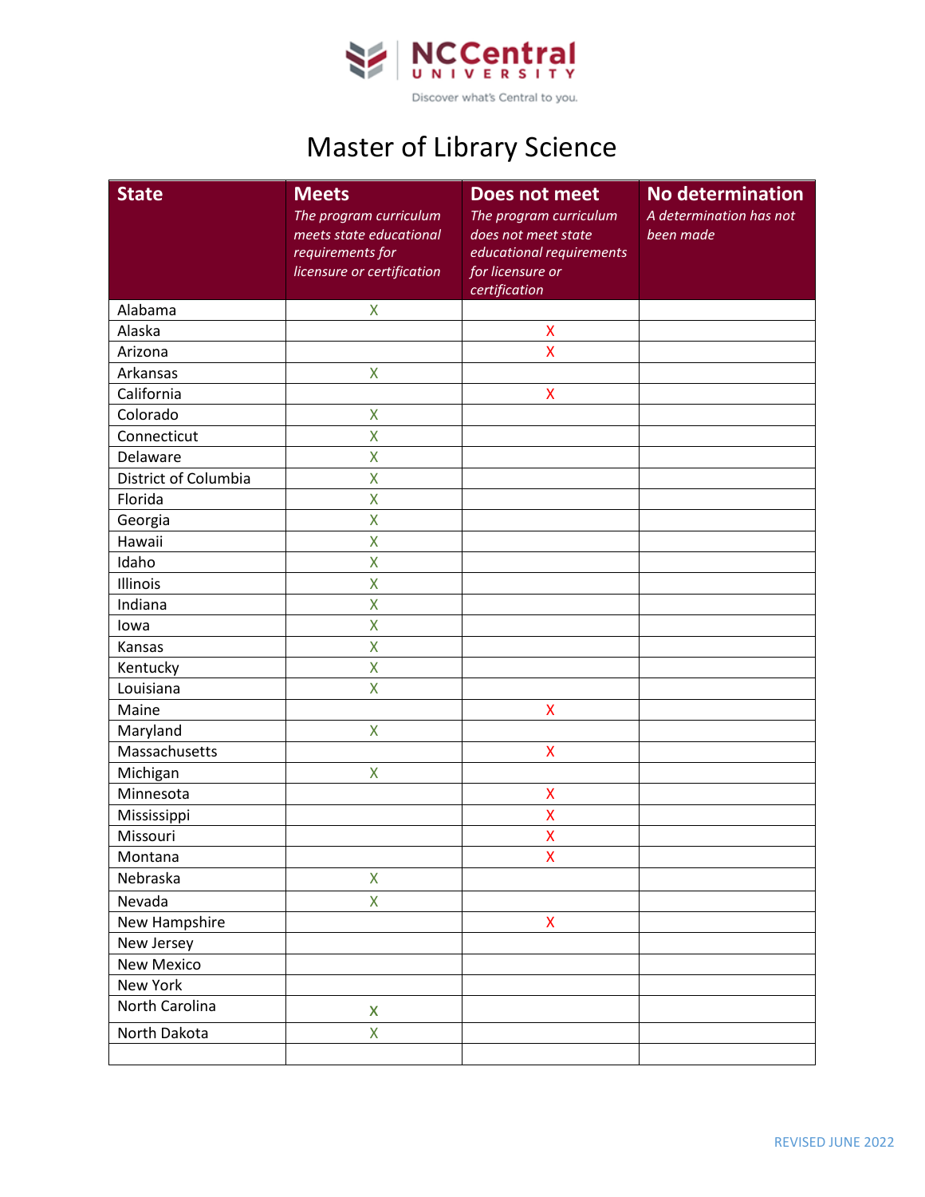# Master of Library Science

| State | Meets *The program curriculum meets state educational requirements for licensure or certification* | Does not meet *The program curriculum does not meet state educational requirements for licensure or certification* | No determination *A determination has not been made* |
|---|---|---|---|
| Alabama | X | | |
| Alaska | | X | |
| Arizona | | X | |
| Arkansas | X | | |
| California | | X | |
| Colorado | X | | |
| Connecticut | X | | |
| Delaware | X | | |
| District of Columbia | X | | |
| Florida | X | | |
| Georgia | X | | |
| Hawaii | X | | |
| Idaho | X | | |
| Illinois | X | | |
| Indiana | X | | |
| Iowa | X | | |
| Kansas | X | | |
| Kentucky | X | | |
| Louisiana | X | | |
| Maine | | X | |
| Maryland | X | | |
| Massachusetts | | X | |
| Michigan | X | | |
| Minnesota | | X | |
| Mississippi | | X | |
| Missouri | | X | |
| Montana | | X | |
| Nebraska | X | | |
| Nevada | X | | |
| New Hampshire | | X | |
| New Jersey | | | |
| New Mexico | | | |
| New York | | | |
| North Carolina | X | | |
| North Dakota | X | | |
| | | | |

REVISED JUNE 2022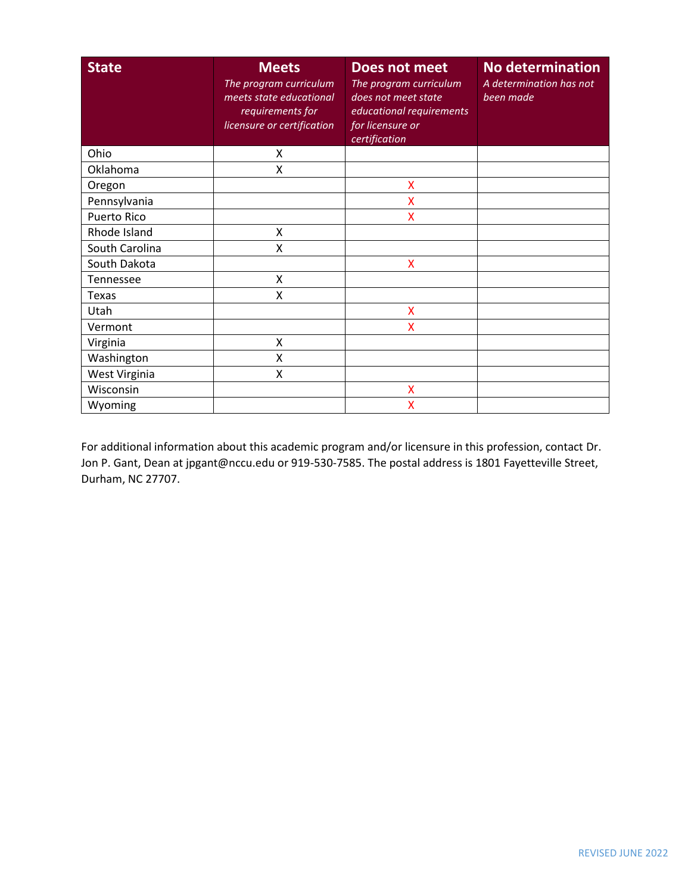| State | Meets *The program curriculum meets state educational requirements for licensure or certification* | Does not meet *The program curriculum does not meet state educational requirements for licensure or certification* | No determination *A determination has not been made* |
|---|---|---|---|
| Ohio | X | | |
| Oklahoma | X | | |
| Oregon | | X | |
| Pennsylvania | | X | |
| Puerto Rico | | X | |
| Rhode Island | X | | |
| South Carolina | X | | |
| South Dakota | | X | |
| Tennessee | X | | |
| Texas | X | | |
| Utah | | X | |
| Vermont | | X | |
| Virginia | X | | |
| Washington | X | | |
| West Virginia | X | | |
| Wisconsin | | X | |
| Wyoming | | X | |

For additional information about this academic program and/or licensure in this profession, contact Dr. Jon P. Gant, Dean at jpgant@nccu.edu or 919-530-7585. The postal address is 1801 Fayetteville Street, Durham, NC 27707.

REVISED JUNE 2022